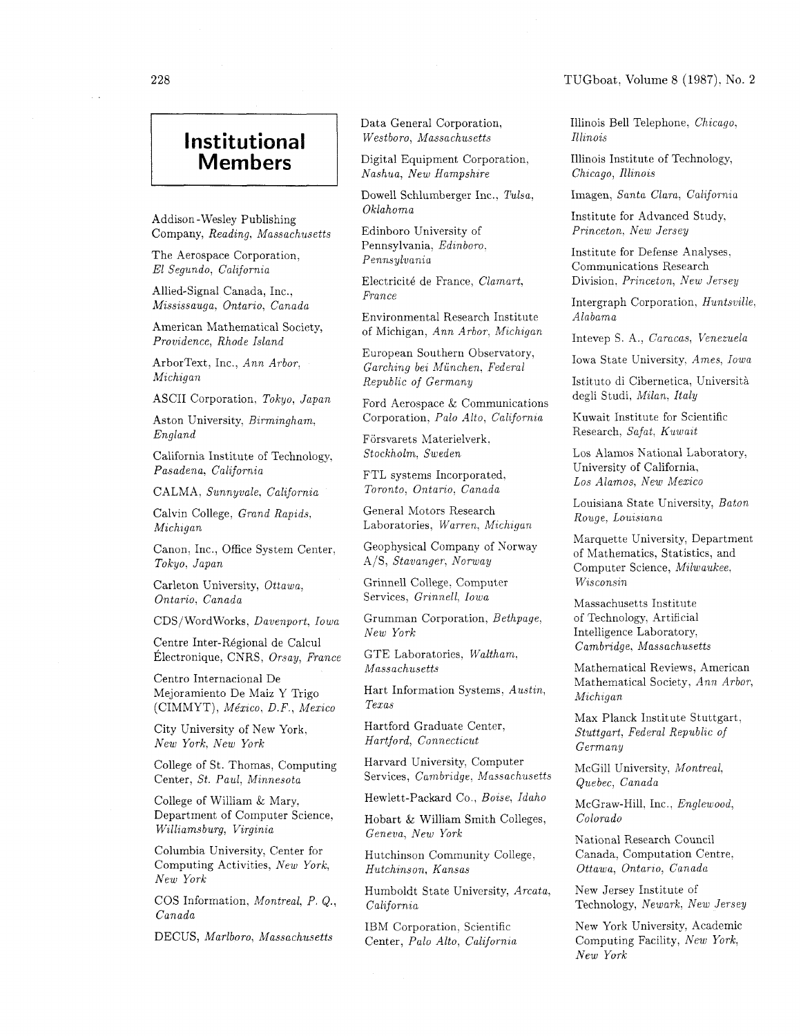# Institutional Members

Addison-Wesley Publishing Company, *Reading, Massachusetts*

The Aerospace Corporation, *El Segundo, California*

Allied-Signal Canada, Inc., *Mississauga, Ontario, Canada*

American Mathematical Society, *Providence, Rhode Island*

ArborText, Inc., *Ann Arbor, Michigan*

ASCII Corporation, *Tokyo, Japan*

Aston University, *Birmingham, England*

California Institute of Technology, *Pasadena, California*

CALMA, *Sunnyvale, California*

Calvin College, *Grand Rapids, Michigan*

Canon, Inc., Office System Center, *Tokyo, Japan*

Carleton University, *Ottawa, Ontario, Canada*

CDS/WordWorks, *Davenport, Iowa*

Centre Inter-Régional de Calcul Électronique, CNRS, *Orsay, France*

Centro Internacional De Mejoramiento De Maiz Y Trigo (CIMMYT), *México, D.F., Mexico*

City University of New York, *New York, New York*

College of St. Thomas, Computing Center, *St. Paul, Minnesota*

College of William & Mary, Department of Computer Science, *Williamsburg, Virginia*

Columbia University, Center for Computing Activities, *New York, New York*

COS Information, *Montreal, P. Q., Canada*

DECUS, *Marlboro, Massachusetts*

Data General Corporation, *Westboro, Massachusetts*

Digital Equipment Corporation, *Nashua, New Hampshire*

Dowell Schlumberger Inc., *Tulsa, Oklahoma*

Edinboro University of Pennsylvania, *Edinboro, Pennsylvania*

Electricité de France, *Clamart, France*

Environmental Research Institute of Michigan, *Ann Arbor, Michigan*

European Southern Observatory, *Garching bei München, Federal Republic of Germany*

Ford Aerospace & Communications Corporation, *Palo Alto, California*

Försvarets Materielverk, *Stockholm, Sweden*

FTL systems Incorporated, *Toronto, Ontario, Canada*

General Motors Research Laboratories, *Warren, Michigan*

Geophysical Company of Norway A/S, *Stavanger, Norway*

Grinnell College, Computer Services, *Grinnell, Iowa*

Grumman Corporation, *Bethpage, New York*

GTE Laboratories, *Waltham, Massachusetts*

Hart Information Systems, *Austin, Texas*

Hartford Graduate Center, *Hartford, Connecticut*

Harvard University, Computer Services, *Cambridge, Massachusetts*

Hewlett-Packard Co., *Boise, Idaho*

Hobart & William Smith Colleges, *Geneva, New York*

Hutchinson Community College, *Hutchinson, Kansas*

Humboldt State University, *Arcata, California*

IBM Corporation, Scientific Center, *Palo Alto, California*

Illinois Bell Telephone, *Chicago, Illinois*

Illinois Institute of Technology, *Chicago, Illinois*

Imagen, *Santa Clara, California*

Institute for Advanced Study, *Princeton, New Jersey*

Institute for Defense Analyses, Communications Research Division, *Princeton, New Jersey*

Intergraph Corporation, *Huntsville, Alabama*

Intevep S. A., *Caracas, Venezuela*

Iowa State University, *Ames, Iowa*

Istituto di Cibernetica, Università degli Studi, *Milan, Italy*

Kuwait Institute for Scientific Research, *Safat, Kuwait*

Los Alamos National Laboratory, University of California, *Los Alamos, New Mexico*

Louisiana State University, *Baton Rouge, Louisiana*

Marquette University, Department of Mathematics, Statistics, and Computer Science, *Milwaukee, Wisconsin*

Massachusetts Institute of Technology, Artificial Intelligence Laboratory, *Cambridge, Massachusetts*

Mathematical Reviews, American Mathematical Society, *Ann Arbor, Michigan*

Max Planck Institute Stuttgart, *Stuttgart, Federal Republic of Germany*

McGill University, *Montreal, Quebec, Canada*

McGraw-Hill, Inc., *Englewood, Colorado*

National Research Council Canada, Computation Centre, *Ottawa, Ontario, Canada*

New Jersey Institute of Technology, *Newark, New Jersey*

New York University, Academic Computing Facility, *New York, New York*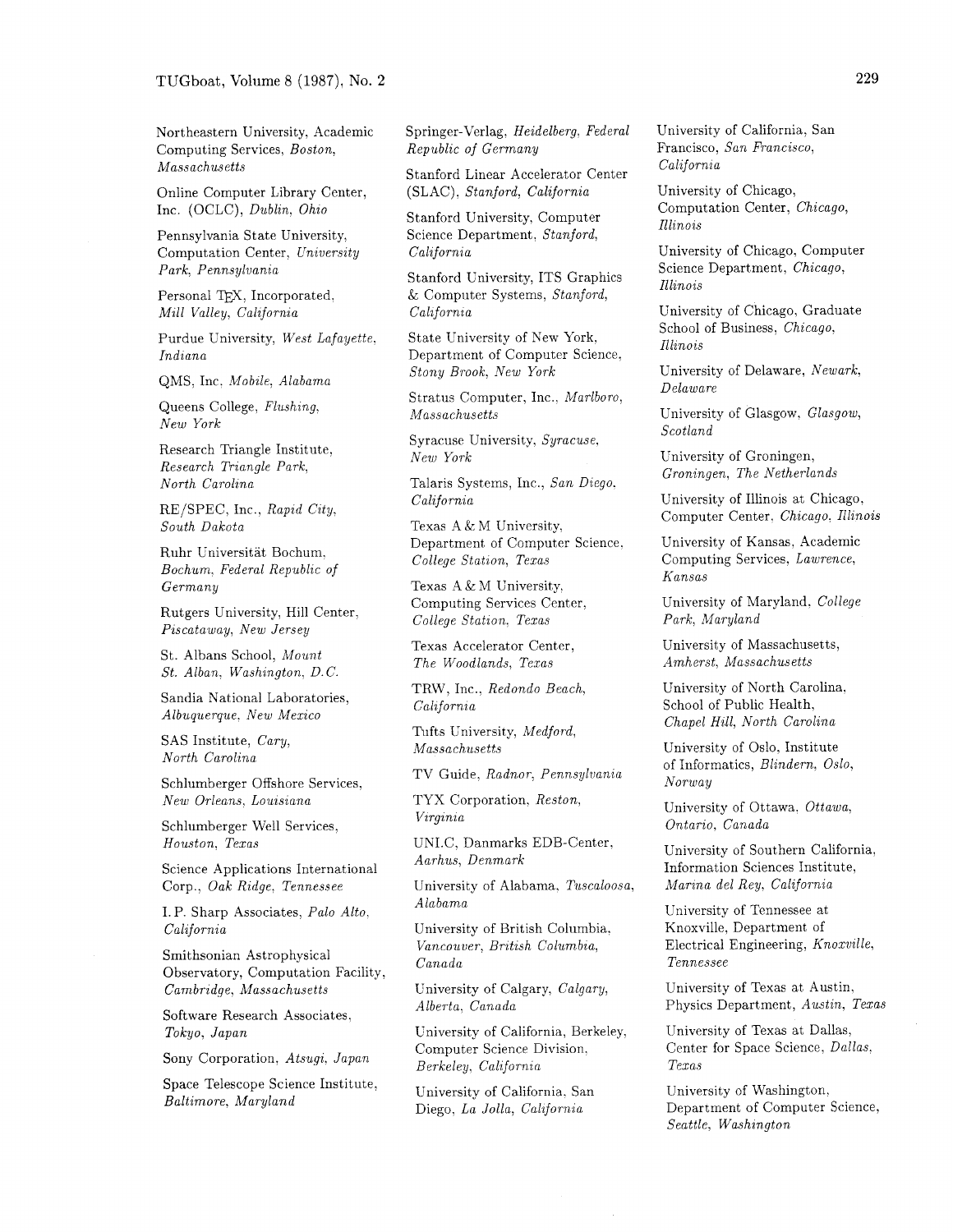Northeastern University, Academic Computing Services, *Boston, Massachusetts*

Online Computer Library Center, Inc. (OCLC), *Dublin, Ohio*

Pennsylvania State University, Computation Center, *University Park, Pennsylvania*

Personal TEX, Incorporated, *Mill Valley, California*

Purdue University, *West Lafayette, Indiana*

QMS, Inc, *Mobile, Alabama*

Queens College, *Flushing, New York*

Research Triangle Institute, *Research Triangle Park, North Carolina*

RE/SPEC, Inc., *Rapid City, South Dakota*

Ruhr Universität Bochum, *Bochum, Federal Republic of Germany*

Rutgers University, Hill Center, *Piscataway, New Jersey*

St. Albans School, *Mount St. Alban, Washington, D.C.*

Sandia National Laboratories, *Albuquerque, New Mexico*

SAS Institute, *Cary, North Carolina*

Schlumberger Offshore Services, *New Orleans, Louisiana*

Schlumberger Well Services, *Houston, Texas*

Science Applications International Corp., *Oak Ridge, Tennessee*

I. P. Sharp Associates, *Palo Alto, California*

Smithsonian Astrophysical Observatory, Computation Facility, *Cambridge, Massachusetts*

Software Research Associates, *Tokyo, Japan*

Sony Corporation, *Atsugi, Japan*

Space Telescope Science Institute, *Baltimore, Maryland*

Springer-Verlag, *Heidelberg, Federal Republic of Germany*

Stanford Linear Accelerator Center (SLAC), *Stanford, California*

Stanford University, Computer Science Department, *Stanford, California*

Stanford University, ITS Graphics & Computer Systems, *Stanford, California*

State University of New York, Department of Computer Science, *Stony Brook, New York*

Stratus Computer, Inc., *Marlboro, Massachusetts*

Syracuse University, *Syracuse, New York*

Talaris Systems, Inc., *San Diego, California*

Texas A & M University, Department of Computer Science, *College Station, Texas*

Texas A & M University, Computing Services Center, *College Station, Texas*

Texas Accelerator Center, *The Woodlands, Texas*

TRW, Inc., *Redondo Beach, California*

Tufts University, *Medford, Massachusetts*

TV Guide, *Radnor, Pennsylvania*

TYX Corporation, *Reston, Virginia*

UNI.C, Danmarks EDB-Center, *Aarhus, Denmark*

University of Alabama, *Tuscaloosa, Alabama*

University of British Columbia, *Vancouver, British Columbia, Canada*

University of Calgary, *Calgary, Alberta, Canada*

University of California, Berkeley, Computer Science Division, *Berkeley, California*

University of California, San Diego, *La Jolla, California*

University of California, San Francisco, *San Francisco, California*

University of Chicago, Computation Center, *Chicago, Illinois*

University of Chicago, Computer Science Department, *Chicago, Illinois*

University of Chicago, Graduate School of Business, *Chicago, Illinois*

University of Delaware, *Newark, Delaware*

University of Glasgow, *Glasgow, Scotland*

University of Groningen, *Groningen, The Netherlands*

University of Illinois at Chicago, Computer Center, *Chicago, Illinois*

University of Kansas, Academic Computing Services, *Lawrence, Kansas*

University of Maryland, *College Park, Maryland*

University of Massachusetts, *Amherst, Massachusetts*

University of North Carolina, School of Public Health, *Chapel Hill, North Carolina*

University of Oslo, Institute of Informatics, *Blindern, Oslo, Norway*

University of Ottawa, *Ottawa, Ontario, Canada*

University of Southern California, Information Sciences Institute, *Marina del Rey, California*

University of Tennessee at Knoxville, Department of Electrical Engineering, *Knoxville, Tennessee*

University of Texas at Austin, Physics Department, *Austin, Texas*

University of Texas at Dallas, Center for Space Science, *Dallas, Texas*

University of Washington, Department of Computer Science, *Seattle, Washington*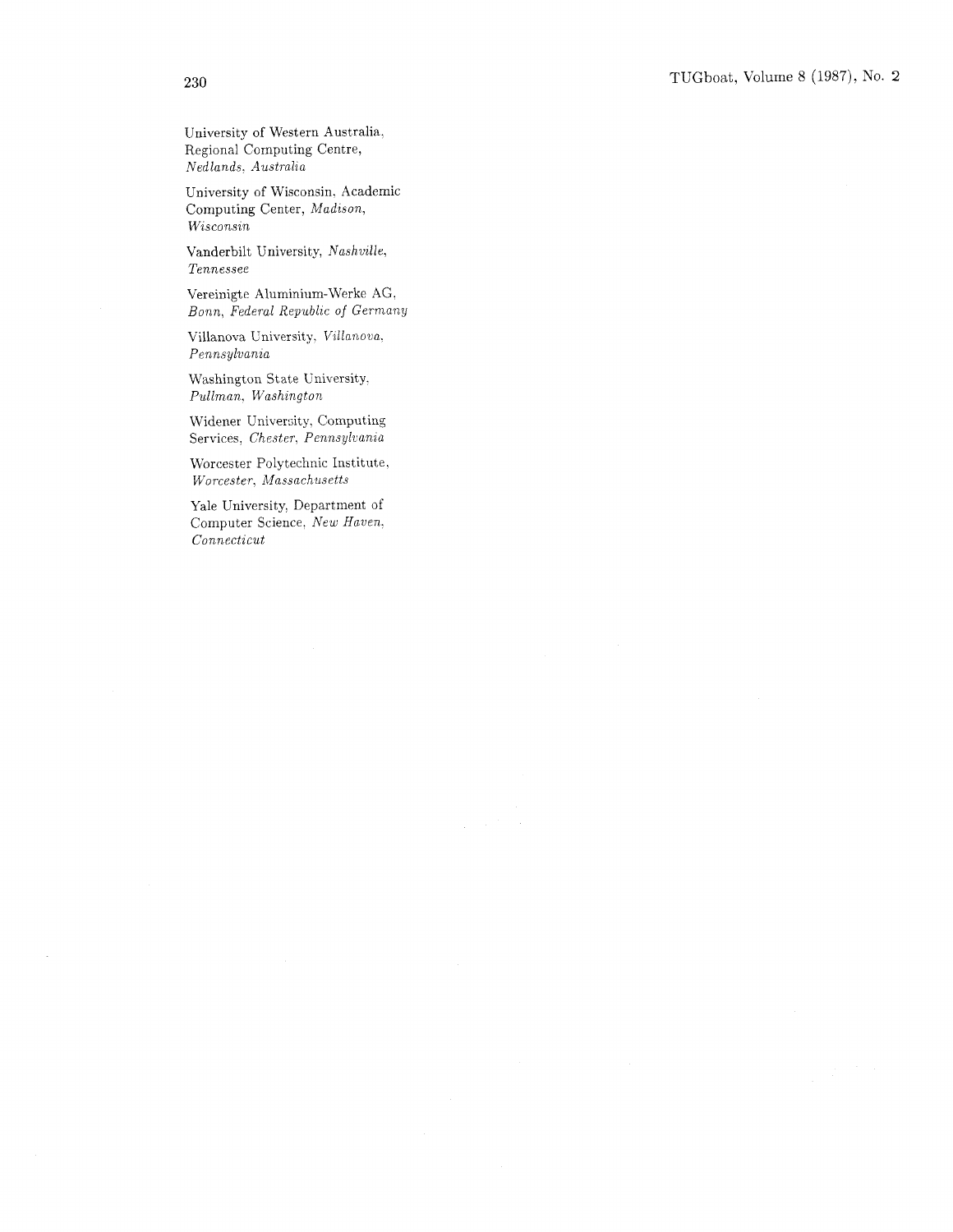University of Western Australia, Regional Computing Centre, *Nedlands, Australia*

University of Wisconsin, Academic Computing Center, *Madison, Wisconsin*

Vanderbilt University, *Nashville, Tennessee*

Vereinigte Aluminium-Werke AG, *Bonn, Federal Republic of Germany*

Villanova University, *Villanova, Pennsylvania*

Washington State University, *Pullman, Washington*

Widener University, Computing Services, *Chester, Pennsylvania*

Worcester Polytechnic Institute, *Worcester, Massachusetts*

Yale University, Department of Computer Science, *New Haven, Connecticut*